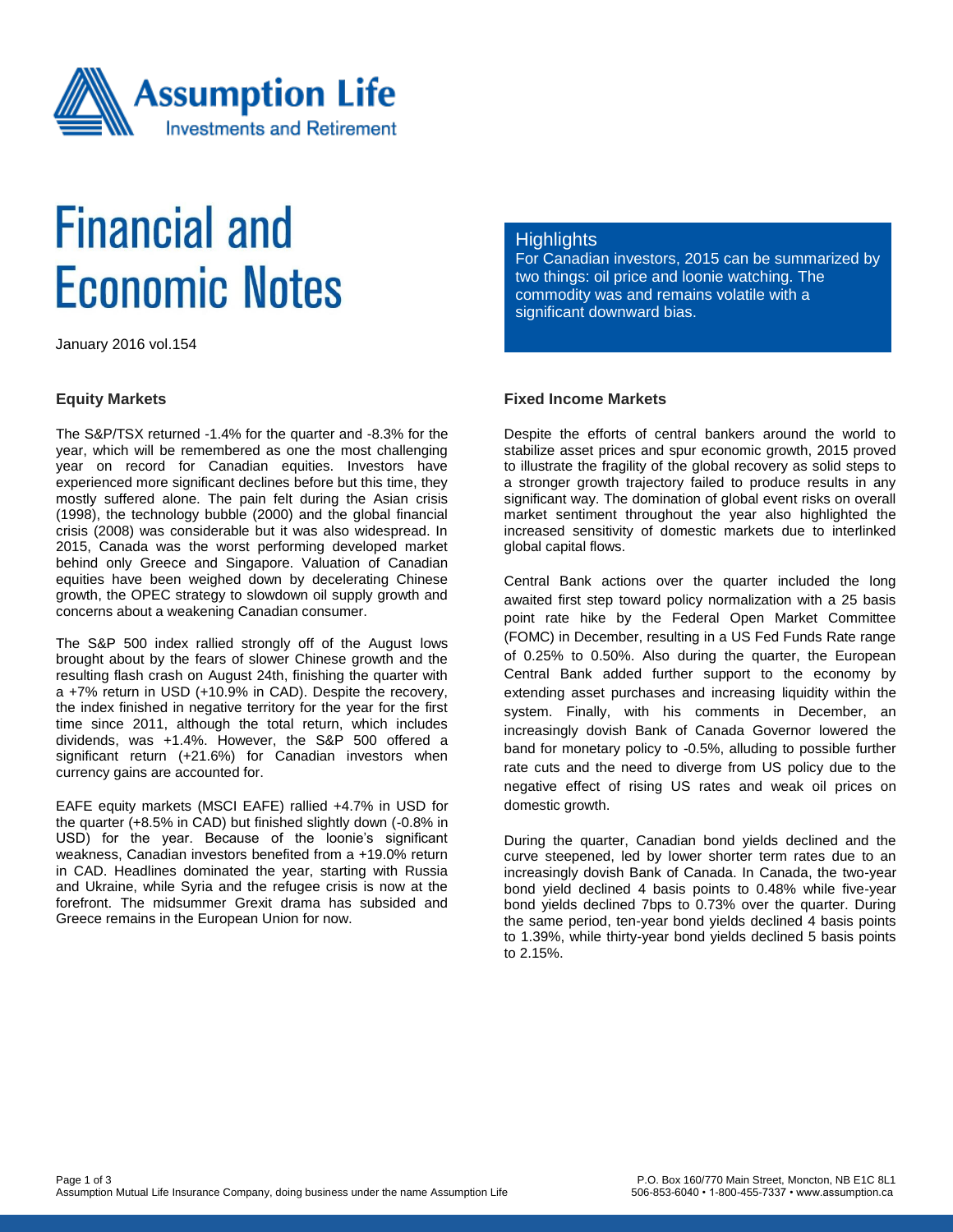# Financial and Economic Notes

January 2016 vol.154

## Highlights

For Canadian investors, 2015 can be summarized by two things: oil price and loonie watching. The commodity was and remains volatile with a significant downward bias.

### Equity Markets

The S&P/TSX returned -1.4% for the quarter and -8.3% for the year, which will be remembered as one the most challenging year on record for Canadian equities. Investors have experienced more significant declines before but this time, they mostly suffered alone. The pain felt during the Asian crisis (1998), the technology bubble (2000) and the global financial crisis (2008) was considerable but it was also widespread. In 2015, Canada was the worst performing developed market behind only Greece and Singapore. Valuation of Canadian equities have been weighed down by decelerating Chinese growth, the OPEC strategy to slowdown oil supply growth and concerns about a weakening Canadian consumer.

The S&P 500 index rallied strongly off of the August lows brought about by the fears of slower Chinese growth and the resulting flash crash on August 24th, finishing the quarter with a +7% return in USD (+10.9% in CAD). Despite the recovery, the index finished in negative territory for the year for the first time since 2011, although the total return, which includes dividends, was +1.4%. However, the S&P 500 offered a significant return (+21.6%) for Canadian investors when currency gains are accounted for.

EAFE equity markets (MSCI EAFE) rallied +4.7% in USD for the quarter (+8.5% in CAD) but finished slightly down (-0.8% in USD) for the year. Because of the loonie's significant weakness, Canadian investors benefited from a +19.0% return in CAD. Headlines dominated the year, starting with Russia and Ukraine, while Syria and the refugee crisis is now at the forefront. The midsummer Grexit drama has subsided and Greece remains in the European Union for now.

### Fixed Income Markets

Despite the efforts of central bankers around the world to stabilize asset prices and spur economic growth, 2015 proved to illustrate the fragility of the global recovery as solid steps to a stronger growth trajectory failed to produce results in any significant way. The domination of global event risks on overall market sentiment throughout the year also highlighted the increased sensitivity of domestic markets due to interlinked global capital flows.

Central Bank actions over the quarter included the long awaited first step toward policy normalization with a 25 basis point rate hike by the Federal Open Market Committee (FOMC) in December, resulting in a US Fed Funds Rate range of 0.25% to 0.50%. Also during the quarter, the European Central Bank added further support to the economy by extending asset purchases and increasing liquidity within the system. Finally, with his comments in December, an increasingly dovish Bank of Canada Governor lowered the band for monetary policy to -0.5%, alluding to possible further rate cuts and the need to diverge from US policy due to the negative effect of rising US rates and weak oil prices on domestic growth.

During the quarter, Canadian bond yields declined and the curve steepened, led by lower shorter term rates due to an increasingly dovish Bank of Canada. In Canada, the two-year bond yield declined 4 basis points to 0.48% while five-year bond yields declined 7bps to 0.73% over the quarter. During the same period, ten-year bond yields declined 4 basis points to 1.39%, while thirty-year bond yields declined 5 basis points to 2.15%.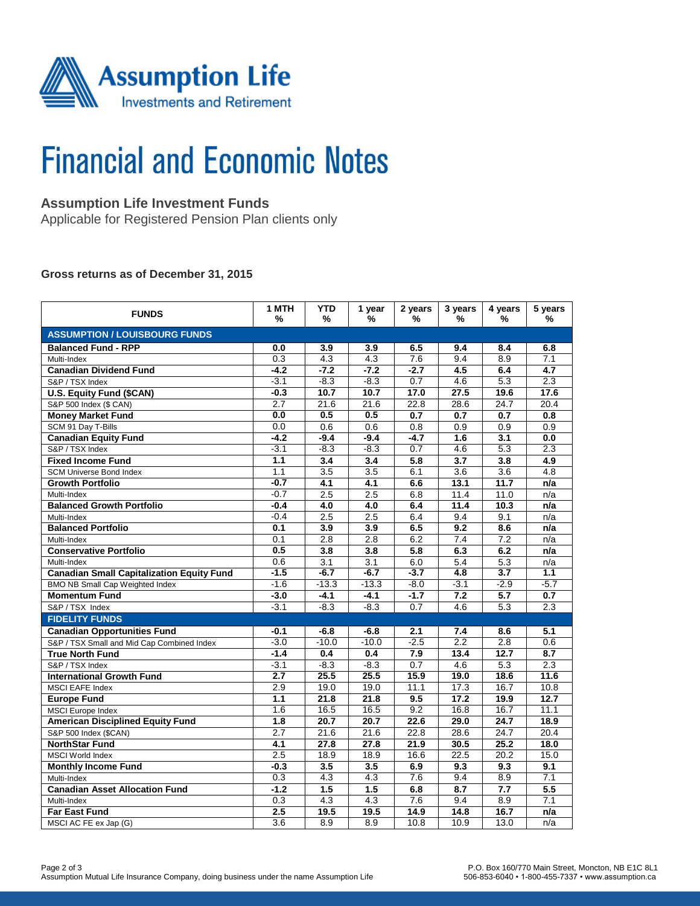# Financial and Economic Notes

## Assumption Life Investment Funds

Applicable for Registered Pension Plan clients only

**Gross returns as of December 31, 2015**

| FUNDS | 1 MTH % | YTD % | 1 year % | 2 years % | 3 years % | 4 years % | 5 years % |
|---|---|---|---|---|---|---|---|
| **ASSUMPTION / LOUISBOURG FUNDS** | | | | | | | |
| **Balanced Fund - RPP** | **0.0** | **3.9** | **3.9** | **6.5** | **9.4** | **8.4** | **6.8** |
| Multi-Index | 0.3 | 4.3 | 4.3 | 7.6 | 9.4 | 8.9 | 7.1 |
| **Canadian Dividend Fund** | **-4.2** | **-7.2** | **-7.2** | **-2.7** | **4.5** | **6.4** | **4.7** |
| S&P / TSX Index | -3.1 | -8.3 | -8.3 | 0.7 | 4.6 | 5.3 | 2.3 |
| **U.S. Equity Fund ($CAN)** | **-0.3** | **10.7** | **10.7** | **17.0** | **27.5** | **19.6** | **17.6** |
| S&P 500 Index ($ CAN) | 2.7 | 21.6 | 21.6 | 22.8 | 28.6 | 24.7 | 20.4 |
| **Money Market Fund** | **0.0** | **0.5** | **0.5** | **0.7** | **0.7** | **0.7** | **0.8** |
| SCM 91 Day T-Bills | 0.0 | 0.6 | 0.6 | 0.8 | 0.9 | 0.9 | 0.9 |
| **Canadian Equity Fund** | **-4.2** | **-9.4** | **-9.4** | **-4.7** | **1.6** | **3.1** | **0.0** |
| S&P / TSX Index | -3.1 | -8.3 | -8.3 | 0.7 | 4.6 | 5.3 | 2.3 |
| **Fixed Income Fund** | **1.1** | **3.4** | **3.4** | **5.8** | **3.7** | **3.8** | **4.9** |
| SCM Universe Bond Index | 1.1 | 3.5 | 3.5 | 6.1 | 3.6 | 3.6 | 4.8 |
| **Growth Portfolio** | **-0.7** | **4.1** | **4.1** | **6.6** | **13.1** | **11.7** | **n/a** |
| Multi-Index | -0.7 | 2.5 | 2.5 | 6.8 | 11.4 | 11.0 | n/a |
| **Balanced Growth Portfolio** | **-0.4** | **4.0** | **4.0** | **6.4** | **11.4** | **10.3** | **n/a** |
| Multi-Index | -0.4 | 2.5 | 2.5 | 6.4 | 9.4 | 9.1 | n/a |
| **Balanced Portfolio** | **0.1** | **3.9** | **3.9** | **6.5** | **9.2** | **8.6** | **n/a** |
| Multi-Index | 0.1 | 2.8 | 2.8 | 6.2 | 7.4 | 7.2 | n/a |
| **Conservative Portfolio** | **0.5** | **3.8** | **3.8** | **5.8** | **6.3** | **6.2** | **n/a** |
| Multi-Index | 0.6 | 3.1 | 3.1 | 6.0 | 5.4 | 5.3 | n/a |
| **Canadian Small Capitalization Equity Fund** | **-1.5** | **-6.7** | **-6.7** | **-3.7** | **4.8** | **3.7** | **1.1** |
| BMO NB Small Cap Weighted Index | -1.6 | -13.3 | -13.3 | -8.0 | -3.1 | -2.9 | -5.7 |
| **Momentum Fund** | **-3.0** | **-4.1** | **-4.1** | **-1.7** | **7.2** | **5.7** | **0.7** |
| S&P / TSX Index | -3.1 | -8.3 | -8.3 | 0.7 | 4.6 | 5.3 | 2.3 |
| **FIDELITY FUNDS** | | | | | | | |
| **Canadian Opportunities Fund** | **-0.1** | **-6.8** | **-6.8** | **2.1** | **7.4** | **8.6** | **5.1** |
| S&P / TSX Small and Mid Cap Combined Index | -3.0 | -10.0 | -10.0 | -2.5 | 2.2 | 2.8 | 0.6 |
| **True North Fund** | **-1.4** | **0.4** | **0.4** | **7.9** | **13.4** | **12.7** | **8.7** |
| S&P / TSX Index | -3.1 | -8.3 | -8.3 | 0.7 | 4.6 | 5.3 | 2.3 |
| **International Growth Fund** | **2.7** | **25.5** | **25.5** | **15.9** | **19.0** | **18.6** | **11.6** |
| MSCI EAFE Index | 2.9 | 19.0 | 19.0 | 11.1 | 17.3 | 16.7 | 10.8 |
| **Europe Fund** | **1.1** | **21.8** | **21.8** | **9.5** | **17.2** | **19.9** | **12.7** |
| MSCI Europe Index | 1.6 | 16.5 | 16.5 | 9.2 | 16.8 | 16.7 | 11.1 |
| **American Disciplined Equity Fund** | **1.8** | **20.7** | **20.7** | **22.6** | **29.0** | **24.7** | **18.9** |
| S&P 500 Index ($CAN) | 2.7 | 21.6 | 21.6 | 22.8 | 28.6 | 24.7 | 20.4 |
| **NorthStar Fund** | **4.1** | **27.8** | **27.8** | **21.9** | **30.5** | **25.2** | **18.0** |
| MSCI World Index | 2.5 | 18.9 | 18.9 | 16.6 | 22.5 | 20.2 | 15.0 |
| **Monthly Income Fund** | **-0.3** | **3.5** | **3.5** | **6.9** | **9.3** | **9.3** | **9.1** |
| Multi-Index | 0.3 | 4.3 | 4.3 | 7.6 | 9.4 | 8.9 | 7.1 |
| **Canadian Asset Allocation Fund** | **-1.2** | **1.5** | **1.5** | **6.8** | **8.7** | **7.7** | **5.5** |
| Multi-Index | 0.3 | 4.3 | 4.3 | 7.6 | 9.4 | 8.9 | 7.1 |
| **Far East Fund** | **2.5** | **19.5** | **19.5** | **14.9** | **14.8** | **16.7** | **n/a** |
| MSCI AC FE ex Jap (G) | 3.6 | 8.9 | 8.9 | 10.8 | 10.9 | 13.0 | n/a |

Assumption Mutual Life Insurance Company, doing business under the name Assumption Life

P.O. Box 160/770 Main Street, Moncton, NB E1C 8L1
506-853-6040 • 1-800-455-7337 • www.assumption.ca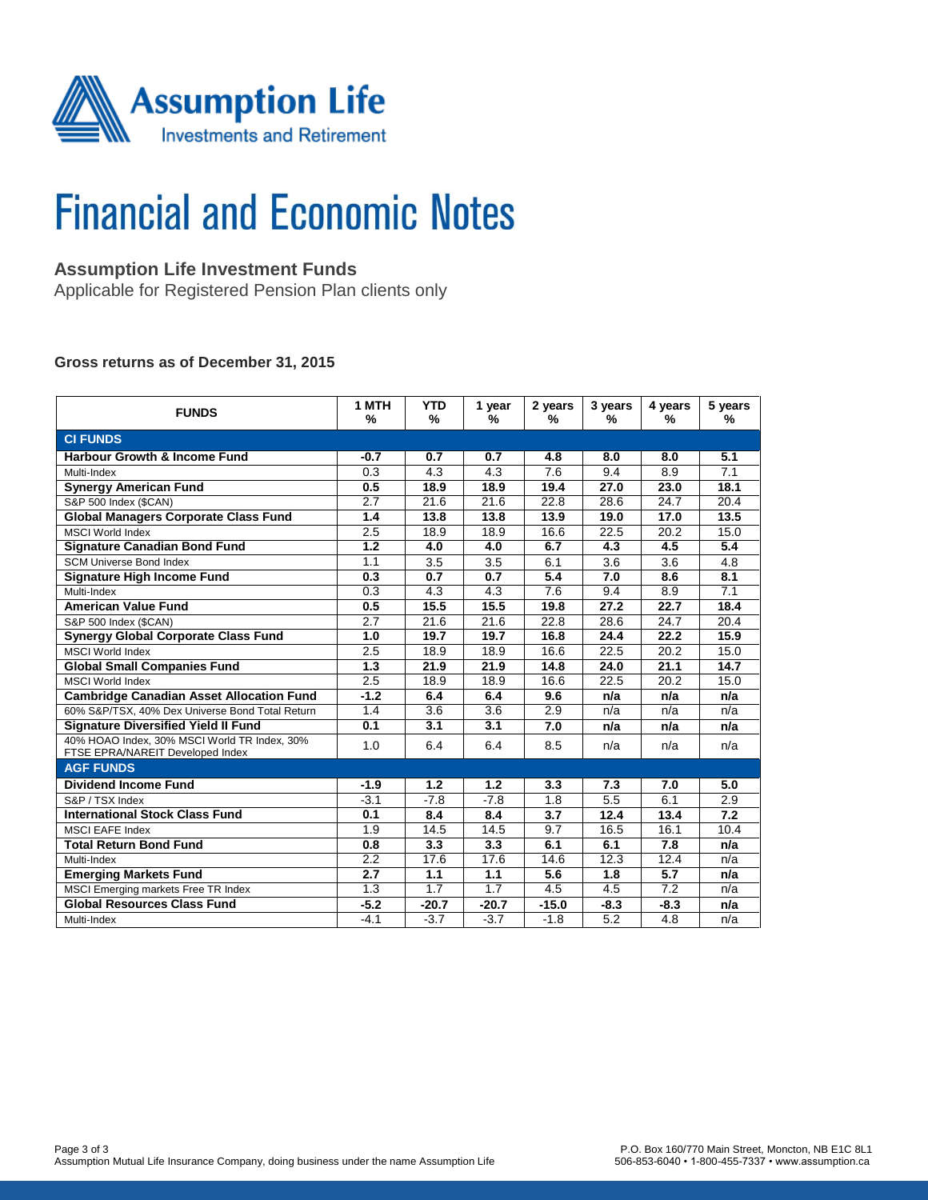Assumption Life
Investments and Retirement

# Financial and Economic Notes

## Assumption Life Investment Funds

Applicable for Registered Pension Plan clients only

### Gross returns as of December 31, 2015

| FUNDS | 1 MTH % | YTD % | 1 year % | 2 years % | 3 years % | 4 years % | 5 years % |
|---|---|---|---|---|---|---|---|
| **CI FUNDS** | | | | | | | |
| **Harbour Growth & Income Fund** | **-0.7** | **0.7** | **0.7** | **4.8** | **8.0** | **8.0** | **5.1** |
| Multi-Index | 0.3 | 4.3 | 4.3 | 7.6 | 9.4 | 8.9 | 7.1 |
| **Synergy American Fund** | **0.5** | **18.9** | **18.9** | **19.4** | **27.0** | **23.0** | **18.1** |
| S&P 500 Index ($CAN) | 2.7 | 21.6 | 21.6 | 22.8 | 28.6 | 24.7 | 20.4 |
| **Global Managers Corporate Class Fund** | **1.4** | **13.8** | **13.8** | **13.9** | **19.0** | **17.0** | **13.5** |
| MSCI World Index | 2.5 | 18.9 | 18.9 | 16.6 | 22.5 | 20.2 | 15.0 |
| **Signature Canadian Bond Fund** | **1.2** | **4.0** | **4.0** | **6.7** | **4.3** | **4.5** | **5.4** |
| SCM Universe Bond Index | 1.1 | 3.5 | 3.5 | 6.1 | 3.6 | 3.6 | 4.8 |
| **Signature High Income Fund** | **0.3** | **0.7** | **0.7** | **5.4** | **7.0** | **8.6** | **8.1** |
| Multi-Index | 0.3 | 4.3 | 4.3 | 7.6 | 9.4 | 8.9 | 7.1 |
| **American Value Fund** | **0.5** | **15.5** | **15.5** | **19.8** | **27.2** | **22.7** | **18.4** |
| S&P 500 Index ($CAN) | 2.7 | 21.6 | 21.6 | 22.8 | 28.6 | 24.7 | 20.4 |
| **Synergy Global Corporate Class Fund** | **1.0** | **19.7** | **19.7** | **16.8** | **24.4** | **22.2** | **15.9** |
| MSCI World Index | 2.5 | 18.9 | 18.9 | 16.6 | 22.5 | 20.2 | 15.0 |
| **Global Small Companies Fund** | **1.3** | **21.9** | **21.9** | **14.8** | **24.0** | **21.1** | **14.7** |
| MSCI World Index | 2.5 | 18.9 | 18.9 | 16.6 | 22.5 | 20.2 | 15.0 |
| **Cambridge Canadian Asset Allocation Fund** | **-1.2** | **6.4** | **6.4** | **9.6** | **n/a** | **n/a** | **n/a** |
| 60% S&P/TSX, 40% Dex Universe Bond Total Return | 1.4 | 3.6 | 3.6 | 2.9 | n/a | n/a | n/a |
| **Signature Diversified Yield II Fund** | **0.1** | **3.1** | **3.1** | **7.0** | **n/a** | **n/a** | **n/a** |
| 40% HOAO Index, 30% MSCI World TR Index, 30% FTSE EPRA/NAREIT Developed Index | 1.0 | 6.4 | 6.4 | 8.5 | n/a | n/a | n/a |
| **AGF FUNDS** | | | | | | | |
| **Dividend Income Fund** | **-1.9** | **1.2** | **1.2** | **3.3** | **7.3** | **7.0** | **5.0** |
| S&P / TSX Index | -3.1 | -7.8 | -7.8 | 1.8 | 5.5 | 6.1 | 2.9 |
| **International Stock Class Fund** | **0.1** | **8.4** | **8.4** | **3.7** | **12.4** | **13.4** | **7.2** |
| MSCI EAFE Index | 1.9 | 14.5 | 14.5 | 9.7 | 16.5 | 16.1 | 10.4 |
| **Total Return Bond Fund** | **0.8** | **3.3** | **3.3** | **6.1** | **6.1** | **7.8** | **n/a** |
| Multi-Index | 2.2 | 17.6 | 17.6 | 14.6 | 12.3 | 12.4 | n/a |
| **Emerging Markets Fund** | **2.7** | **1.1** | **1.1** | **5.6** | **1.8** | **5.7** | **n/a** |
| MSCI Emerging markets Free TR Index | 1.3 | 1.7 | 1.7 | 4.5 | 4.5 | 7.2 | n/a |
| **Global Resources Class Fund** | **-5.2** | **-20.7** | **-20.7** | **-15.0** | **-8.3** | **-8.3** | **n/a** |
| Multi-Index | -4.1 | -3.7 | -3.7 | -1.8 | 5.2 | 4.8 | n/a |

Assumption Mutual Life Insurance Company, doing business under the name Assumption Life

P.O. Box 160/770 Main Street, Moncton, NB E1C 8L1
506-853-6040 • 1-800-455-7337 • www.assumption.ca